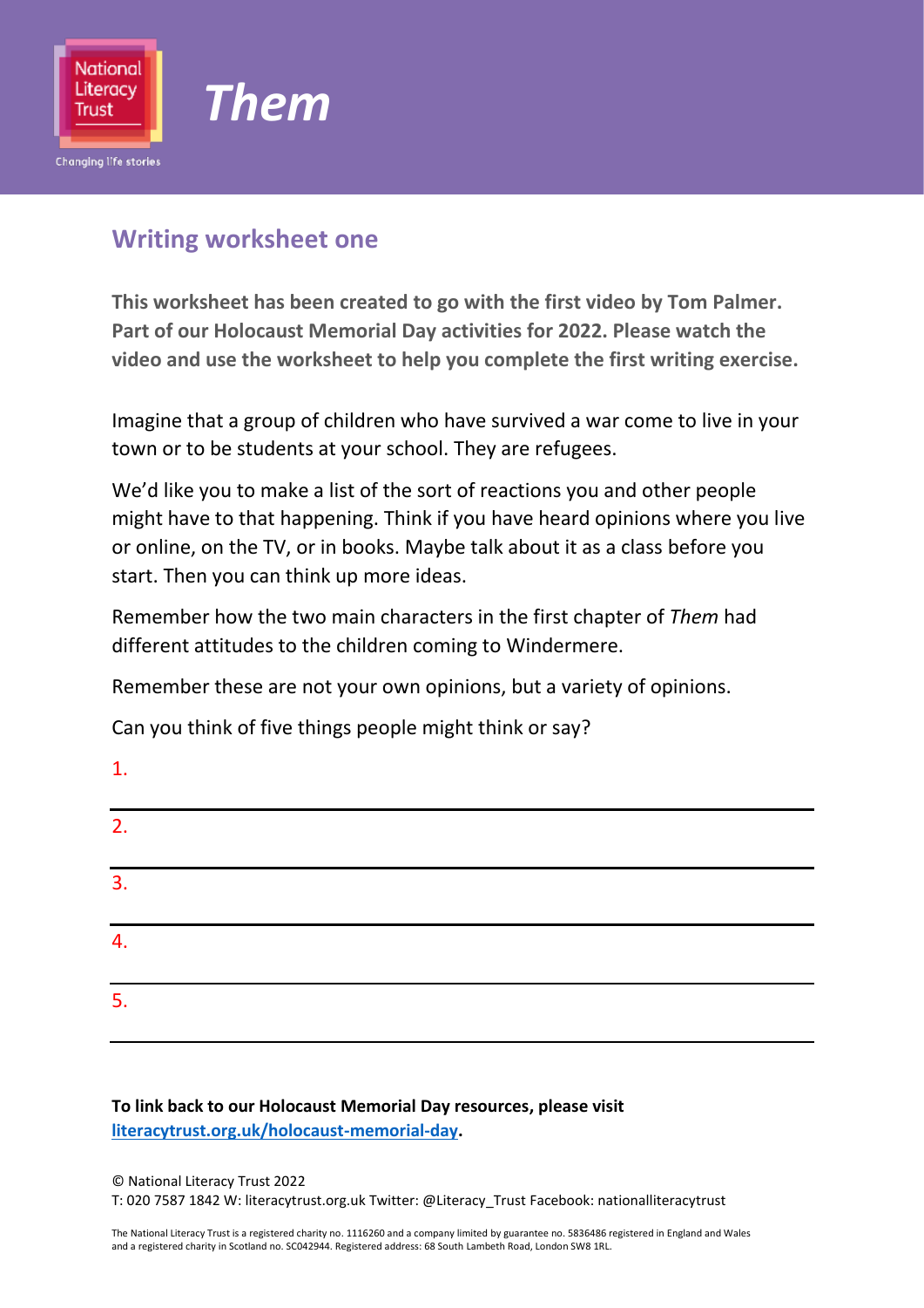National Literacy Trust

Changing life stories

# *Them*

## Writing worksheet one

**This worksheet has been created to go with the first video by Tom Palmer. Part of our Holocaust Memorial Day activities for 2022. Please watch the video and use the worksheet to help you complete the first writing exercise.**

Imagine that a group of children who have survived a war come to live in your town or to be students at your school. They are refugees.

We'd like you to make a list of the sort of reactions you and other people might have to that happening. Think if you have heard opinions where you live or online, on the TV, or in books. Maybe talk about it as a class before you start. Then you can think up more ideas.

Remember how the two main characters in the first chapter of *Them* had different attitudes to the children coming to Windermere.

Remember these are not your own opinions, but a variety of opinions.

Can you think of five things people might think or say?

1.

2.

3.

4.

5.

**To link back to our Holocaust Memorial Day resources, please visit [literacytrust.org.uk/holocaust-memorial-day](https://literacytrust.org.uk/holocaust-memorial-day).**

© National Literacy Trust 2022
T: 020 7587 1842 W: literacytrust.org.uk Twitter: @Literacy_Trust Facebook: nationalliteracytrust

The National Literacy Trust is a registered charity no. 1116260 and a company limited by guarantee no. 5836486 registered in England and Wales and a registered charity in Scotland no. SC042944. Registered address: 68 South Lambeth Road, London SW8 1RL.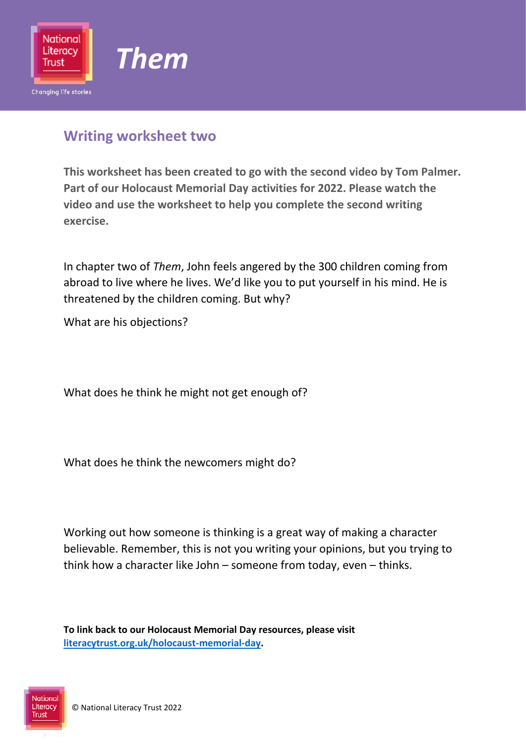# *Them*

## Writing worksheet two

**This worksheet has been created to go with the second video by Tom Palmer. Part of our Holocaust Memorial Day activities for 2022. Please watch the video and use the worksheet to help you complete the second writing exercise.**

In chapter two of *Them*, John feels angered by the 300 children coming from abroad to live where he lives. We'd like you to put yourself in his mind. He is threatened by the children coming. But why?

What are his objections?

What does he think he might not get enough of?

What does he think the newcomers might do?

Working out how someone is thinking is a great way of making a character believable. Remember, this is not you writing your opinions, but you trying to think how a character like John – someone from today, even – thinks.

**To link back to our Holocaust Memorial Day resources, please visit [literacytrust.org.uk/holocaust-memorial-day](literacytrust.org.uk/holocaust-memorial-day).**

© National Literacy Trust 2022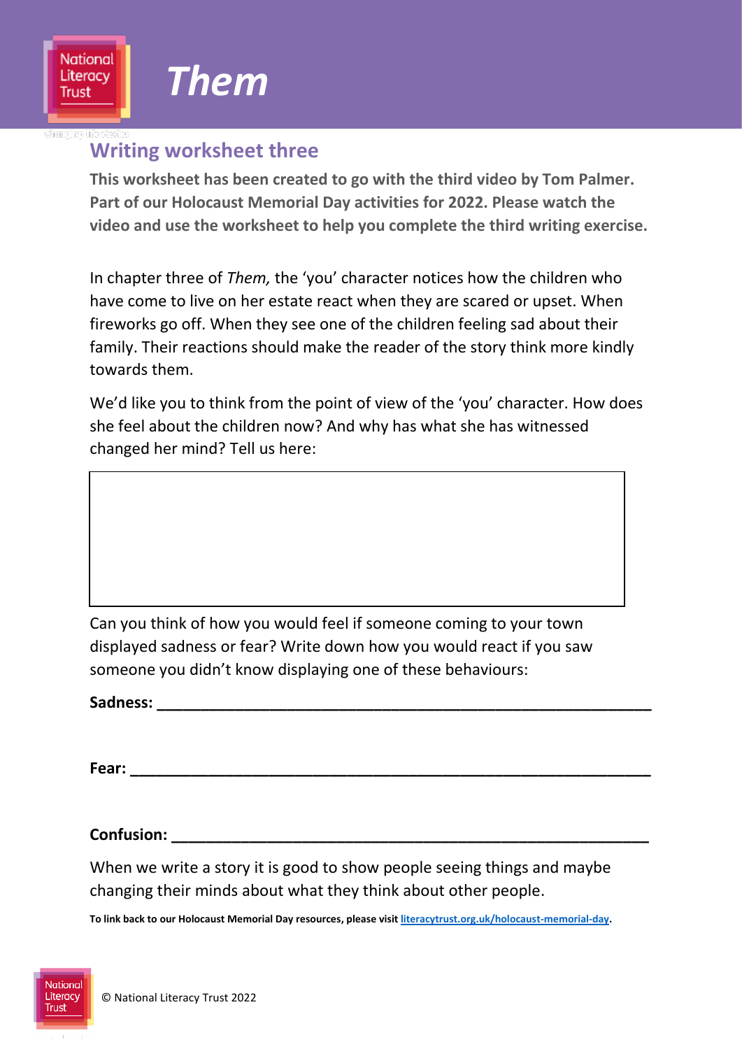# Them

## Writing worksheet three

**This worksheet has been created to go with the third video by Tom Palmer. Part of our Holocaust Memorial Day activities for 2022. Please watch the video and use the worksheet to help you complete the third writing exercise.**

In chapter three of *Them,* the 'you' character notices how the children who have come to live on her estate react when they are scared or upset. When fireworks go off. When they see one of the children feeling sad about their family. Their reactions should make the reader of the story think more kindly towards them.

We'd like you to think from the point of view of the 'you' character. How does she feel about the children now? And why has what she has witnessed changed her mind? Tell us here:

|   |
|---|
|   |

Can you think of how you would feel if someone coming to your town displayed sadness or fear? Write down how you would react if you saw someone you didn't know displaying one of these behaviours:

**Sadness:** ____________________________________________________________

**Fear:** ______________________________________________________________

**Confusion:** __________________________________________________________

When we write a story it is good to show people seeing things and maybe changing their minds about what they think about other people.

**To link back to our Holocaust Memorial Day resources, please visit [literacytrust.org.uk/holocaust-memorial-day](literacytrust.org.uk/holocaust-memorial-day).**

© National Literacy Trust 2022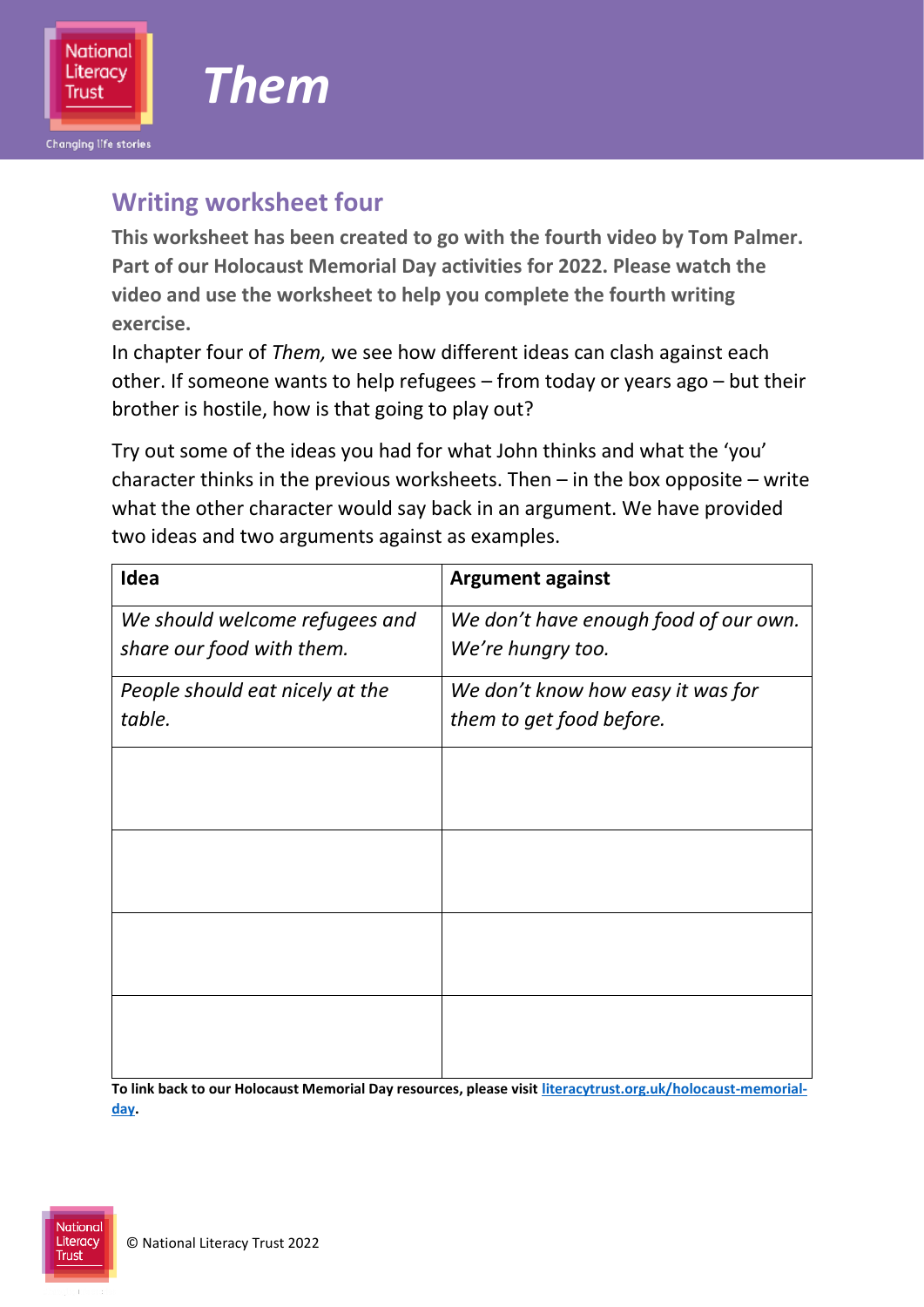# Them

## Writing worksheet four

**This worksheet has been created to go with the fourth video by Tom Palmer. Part of our Holocaust Memorial Day activities for 2022. Please watch the video and use the worksheet to help you complete the fourth writing exercise.**

In chapter four of *Them,* we see how different ideas can clash against each other. If someone wants to help refugees – from today or years ago – but their brother is hostile, how is that going to play out?

Try out some of the ideas you had for what John thinks and what the 'you' character thinks in the previous worksheets. Then – in the box opposite – write what the other character would say back in an argument. We have provided two ideas and two arguments against as examples.

| Idea | Argument against |
|---|---|
| *We should welcome refugees and share our food with them.* | *We don't have enough food of our own. We're hungry too.* |
| *People should eat nicely at the table.* | *We don't know how easy it was for them to get food before.* |
| | |
| | |
| | |
| | |

**To link back to our Holocaust Memorial Day resources, please visit [literacytrust.org.uk/holocaust-memorial-day](literacytrust.org.uk/holocaust-memorial-day).**

© National Literacy Trust 2022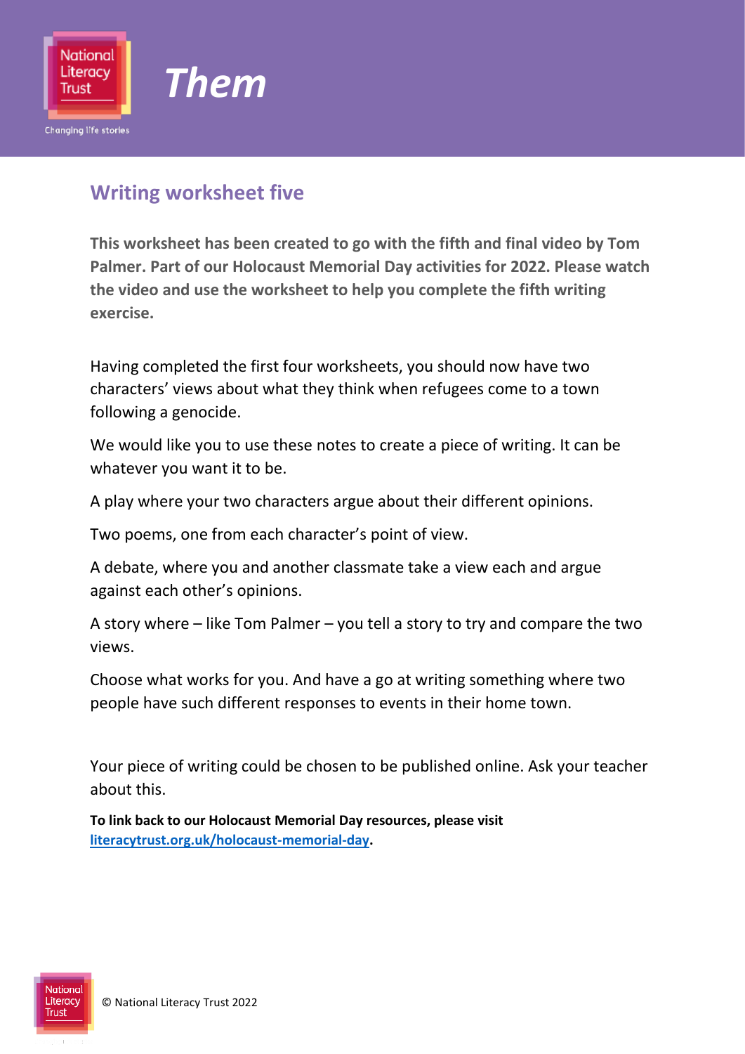# Them

## Writing worksheet five

**This worksheet has been created to go with the fifth and final video by Tom Palmer. Part of our Holocaust Memorial Day activities for 2022. Please watch the video and use the worksheet to help you complete the fifth writing exercise.**

Having completed the first four worksheets, you should now have two characters' views about what they think when refugees come to a town following a genocide.

We would like you to use these notes to create a piece of writing. It can be whatever you want it to be.

A play where your two characters argue about their different opinions.

Two poems, one from each character's point of view.

A debate, where you and another classmate take a view each and argue against each other's opinions.

A story where – like Tom Palmer – you tell a story to try and compare the two views.

Choose what works for you. And have a go at writing something where two people have such different responses to events in their home town.

Your piece of writing could be chosen to be published online. Ask your teacher about this.

**To link back to our Holocaust Memorial Day resources, please visit [literacytrust.org.uk/holocaust-memorial-day](literacytrust.org.uk/holocaust-memorial-day).**

© National Literacy Trust 2022